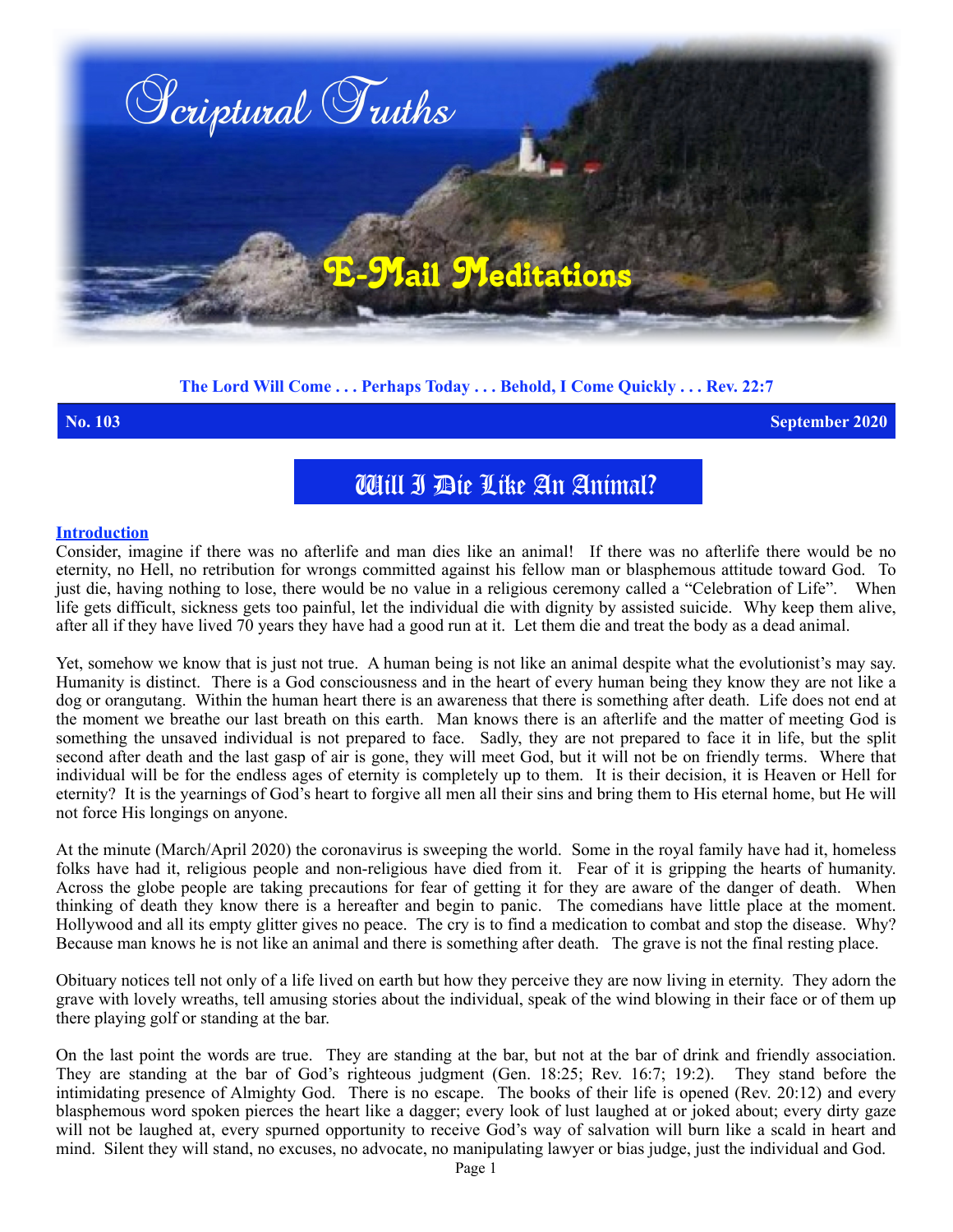# Scriptural Truths

## E-Mail Meditations

**The Lord Will Come . . . Perhaps Today . . . Behold, I Come Quickly . . . Rev. 22:7**

**No. 103** **September 2020**

# Will I Die Like An Animal?

**Introduction**

Consider, imagine if there was no afterlife and man dies like an animal! If there was no afterlife there would be no eternity, no Hell, no retribution for wrongs committed against his fellow man or blasphemous attitude toward God. To just die, having nothing to lose, there would be no value in a religious ceremony called a "Celebration of Life". When life gets difficult, sickness gets too painful, let the individual die with dignity by assisted suicide. Why keep them alive, after all if they have lived 70 years they have had a good run at it. Let them die and treat the body as a dead animal.

Yet, somehow we know that is just not true. A human being is not like an animal despite what the evolutionist's may say. Humanity is distinct. There is a God consciousness and in the heart of every human being they know they are not like a dog or orangutang. Within the human heart there is an awareness that there is something after death. Life does not end at the moment we breathe our last breath on this earth. Man knows there is an afterlife and the matter of meeting God is something the unsaved individual is not prepared to face. Sadly, they are not prepared to face it in life, but the split second after death and the last gasp of air is gone, they will meet God, but it will not be on friendly terms. Where that individual will be for the endless ages of eternity is completely up to them. It is their decision, it is Heaven or Hell for eternity? It is the yearnings of God's heart to forgive all men all their sins and bring them to His eternal home, but He will not force His longings on anyone.

At the minute (March/April 2020) the coronavirus is sweeping the world. Some in the royal family have had it, homeless folks have had it, religious people and non-religious have died from it. Fear of it is gripping the hearts of humanity. Across the globe people are taking precautions for fear of getting it for they are aware of the danger of death. When thinking of death they know there is a hereafter and begin to panic. The comedians have little place at the moment. Hollywood and all its empty glitter gives no peace. The cry is to find a medication to combat and stop the disease. Why? Because man knows he is not like an animal and there is something after death. The grave is not the final resting place.

Obituary notices tell not only of a life lived on earth but how they perceive they are now living in eternity. They adorn the grave with lovely wreaths, tell amusing stories about the individual, speak of the wind blowing in their face or of them up there playing golf or standing at the bar.

On the last point the words are true. They are standing at the bar, but not at the bar of drink and friendly association. They are standing at the bar of God's righteous judgment (Gen. 18:25; Rev. 16:7; 19:2). They stand before the intimidating presence of Almighty God. There is no escape. The books of their life is opened (Rev. 20:12) and every blasphemous word spoken pierces the heart like a dagger; every look of lust laughed at or joked about; every dirty gaze will not be laughed at, every spurned opportunity to receive God's way of salvation will burn like a scald in heart and mind. Silent they will stand, no excuses, no advocate, no manipulating lawyer or bias judge, just the individual and God.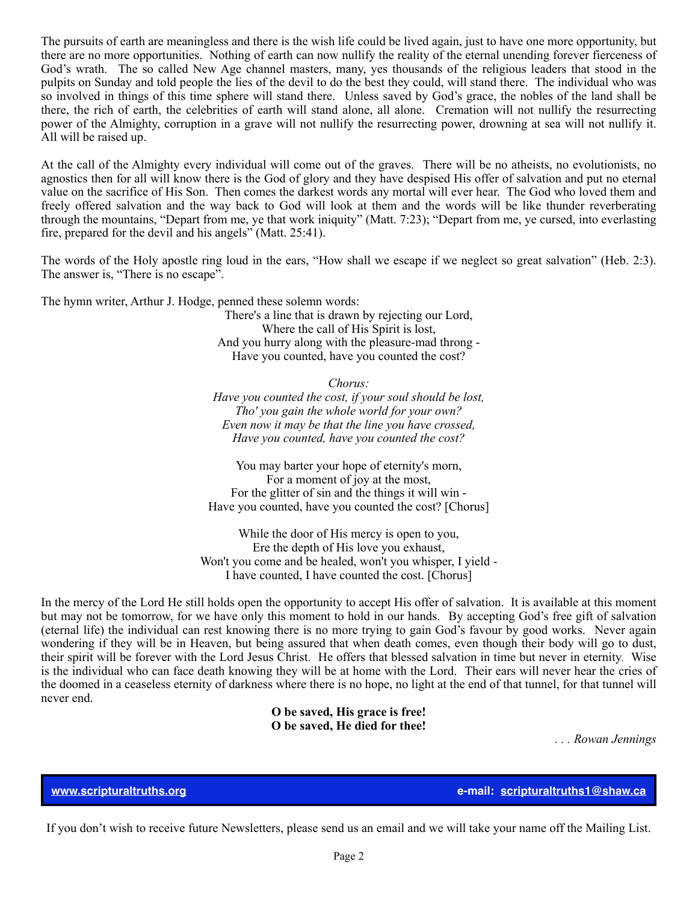The pursuits of earth are meaningless and there is the wish life could be lived again, just to have one more opportunity, but there are no more opportunities. Nothing of earth can now nullify the reality of the eternal unending forever fierceness of God's wrath. The so called New Age channel masters, many, yes thousands of the religious leaders that stood in the pulpits on Sunday and told people the lies of the devil to do the best they could, will stand there. The individual who was so involved in things of this time sphere will stand there. Unless saved by God's grace, the nobles of the land shall be there, the rich of earth, the celebrities of earth will stand alone, all alone. Cremation will not nullify the resurrecting power of the Almighty, corruption in a grave will not nullify the resurrecting power, drowning at sea will not nullify it. All will be raised up.

At the call of the Almighty every individual will come out of the graves. There will be no atheists, no evolutionists, no agnostics then for all will know there is the God of glory and they have despised His offer of salvation and put no eternal value on the sacrifice of His Son. Then comes the darkest words any mortal will ever hear. The God who loved them and freely offered salvation and the way back to God will look at them and the words will be like thunder reverberating through the mountains, "Depart from me, ye that work iniquity" (Matt. 7:23); "Depart from me, ye cursed, into everlasting fire, prepared for the devil and his angels" (Matt. 25:41).

The words of the Holy apostle ring loud in the ears, "How shall we escape if we neglect so great salvation" (Heb. 2:3). The answer is, "There is no escape".

The hymn writer, Arthur J. Hodge, penned these solemn words:

There's a line that is drawn by rejecting our Lord,  
Where the call of His Spirit is lost,  
And you hurry along with the pleasure-mad throng -  
Have you counted, have you counted the cost?

*Chorus:*  
*Have you counted the cost, if your soul should be lost,*  
*Tho' you gain the whole world for your own?*  
*Even now it may be that the line you have crossed,*  
*Have you counted, have you counted the cost?*

You may barter your hope of eternity's morn,  
For a moment of joy at the most,  
For the glitter of sin and the things it will win -  
Have you counted, have you counted the cost? [Chorus]

While the door of His mercy is open to you,  
Ere the depth of His love you exhaust,  
Won't you come and be healed, won't you whisper, I yield -  
I have counted, I have counted the cost. [Chorus]

In the mercy of the Lord He still holds open the opportunity to accept His offer of salvation. It is available at this moment but may not be tomorrow, for we have only this moment to hold in our hands. By accepting God's free gift of salvation (eternal life) the individual can rest knowing there is no more trying to gain God's favour by good works. Never again wondering if they will be in Heaven, but being assured that when death comes, even though their body will go to dust, their spirit will be forever with the Lord Jesus Christ. He offers that blessed salvation in time but never in eternity. Wise is the individual who can face death knowing they will be at home with the Lord. Their ears will never hear the cries of the doomed in a ceaseless eternity of darkness where there is no hope, no light at the end of that tunnel, for that tunnel will never end.

**O be saved, His grace is free!**  
**O be saved, He died for thee!**

*. . . Rowan Jennings*

**www.scripturaltruths.org** **e-mail: scripturaltruths1@shaw.ca**

If you don't wish to receive future Newsletters, please send us an email and we will take your name off the Mailing List.